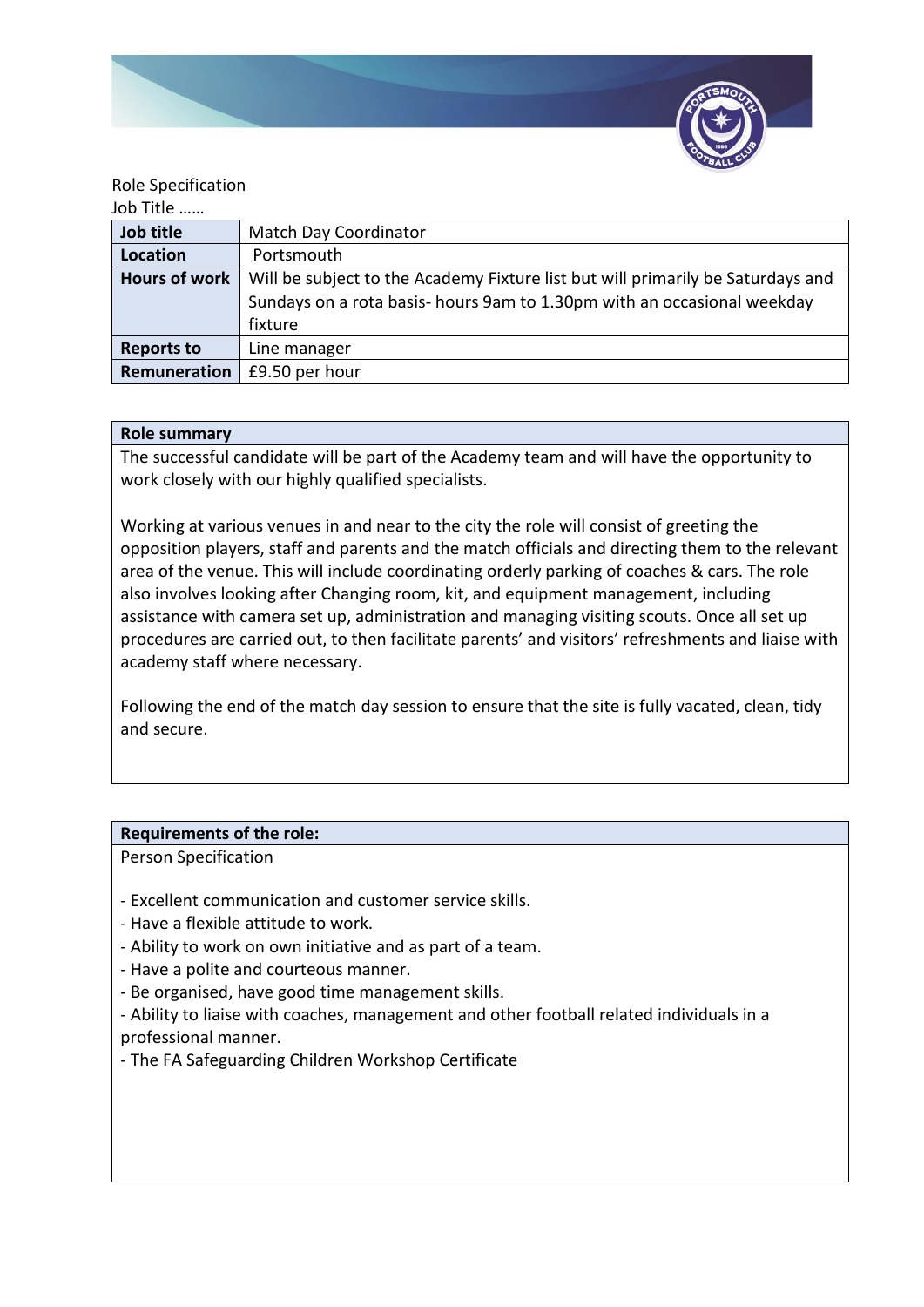Role Specification

Job Title ……

| Job title | Match Day Coordinator |
|---|---|
| Location | Portsmouth |
| Hours of work | Will be subject to the Academy Fixture list but will primarily be Saturdays and Sundays on a rota basis- hours 9am to 1.30pm with an occasional weekday fixture |
| Reports to | Line manager |
| Remuneration | £9.50 per hour |

**Role summary**

The successful candidate will be part of the Academy team and will have the opportunity to work closely with our highly qualified specialists.

Working at various venues in and near to the city the role will consist of greeting the opposition players, staff and parents and the match officials and directing them to the relevant area of the venue. This will include coordinating orderly parking of coaches & cars. The role also involves looking after Changing room, kit, and equipment management, including assistance with camera set up, administration and managing visiting scouts. Once all set up procedures are carried out, to then facilitate parents' and visitors' refreshments and liaise with academy staff where necessary.

Following the end of the match day session to ensure that the site is fully vacated, clean, tidy and secure.

**Requirements of the role:**

Person Specification

- Excellent communication and customer service skills.
- Have a flexible attitude to work.
- Ability to work on own initiative and as part of a team.
- Have a polite and courteous manner.
- Be organised, have good time management skills.
- Ability to liaise with coaches, management and other football related individuals in a professional manner.
- The FA Safeguarding Children Workshop Certificate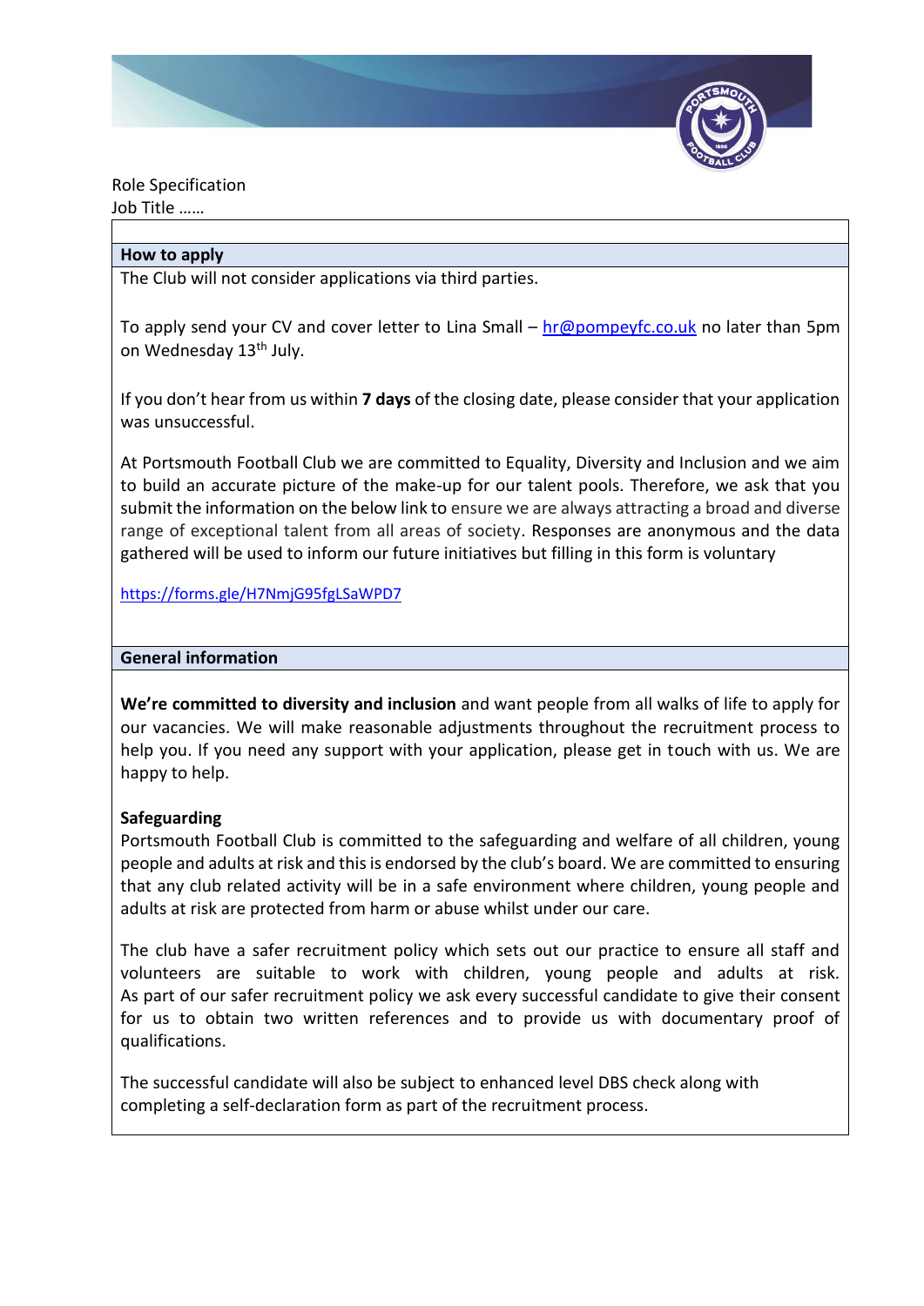Role Specification
Job Title ……

## How to apply

The Club will not consider applications via third parties.

To apply send your CV and cover letter to Lina Small – hr@pompeyfc.co.uk no later than 5pm on Wednesday 13th July.

If you don't hear from us within **7 days** of the closing date, please consider that your application was unsuccessful.

At Portsmouth Football Club we are committed to Equality, Diversity and Inclusion and we aim to build an accurate picture of the make-up for our talent pools. Therefore, we ask that you submit the information on the below link to ensure we are always attracting a broad and diverse range of exceptional talent from all areas of society. Responses are anonymous and the data gathered will be used to inform our future initiatives but filling in this form is voluntary

https://forms.gle/H7NmjG95fgLSaWPD7

## General information

**We're committed to diversity and inclusion** and want people from all walks of life to apply for our vacancies. We will make reasonable adjustments throughout the recruitment process to help you. If you need any support with your application, please get in touch with us. We are happy to help.

**Safeguarding**

Portsmouth Football Club is committed to the safeguarding and welfare of all children, young people and adults at risk and this is endorsed by the club's board. We are committed to ensuring that any club related activity will be in a safe environment where children, young people and adults at risk are protected from harm or abuse whilst under our care.

The club have a safer recruitment policy which sets out our practice to ensure all staff and volunteers are suitable to work with children, young people and adults at risk. As part of our safer recruitment policy we ask every successful candidate to give their consent for us to obtain two written references and to provide us with documentary proof of qualifications.

The successful candidate will also be subject to enhanced level DBS check along with completing a self-declaration form as part of the recruitment process.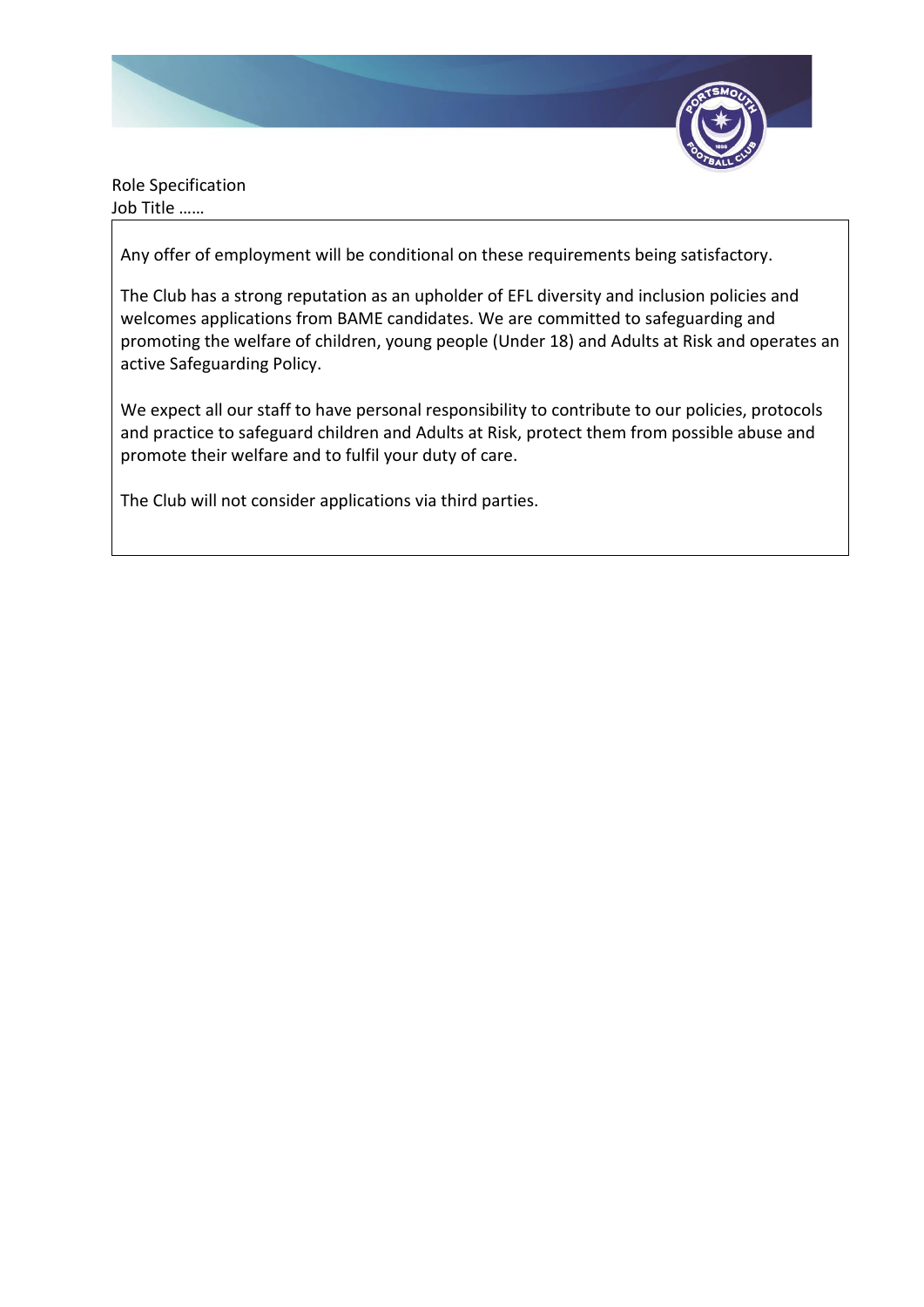Role Specification
Job Title ……

Any offer of employment will be conditional on these requirements being satisfactory.

The Club has a strong reputation as an upholder of EFL diversity and inclusion policies and welcomes applications from BAME candidates. We are committed to safeguarding and promoting the welfare of children, young people (Under 18) and Adults at Risk and operates an active Safeguarding Policy.

We expect all our staff to have personal responsibility to contribute to our policies, protocols and practice to safeguard children and Adults at Risk, protect them from possible abuse and promote their welfare and to fulfil your duty of care.

The Club will not consider applications via third parties.